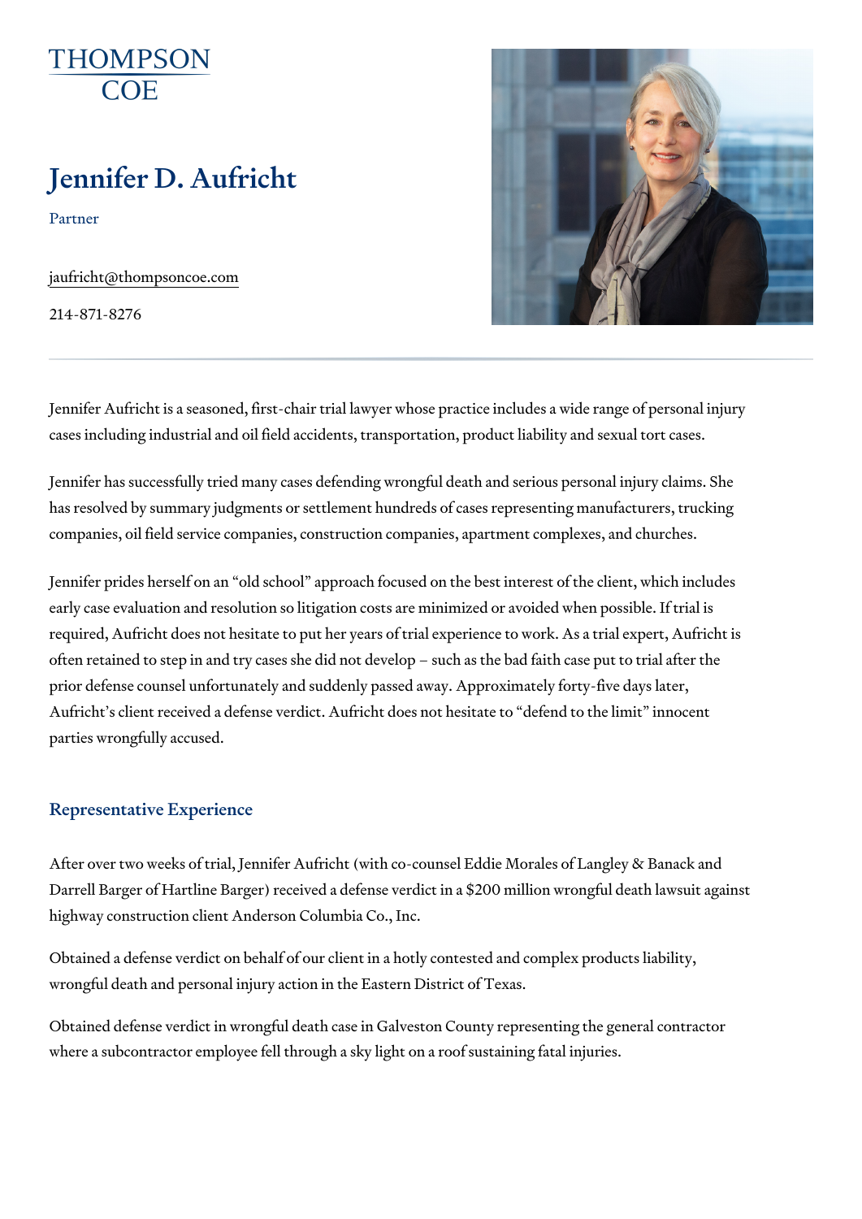THOMPSON COE

# Jennifer D. Aufricht

Partner

jaufricht@thompsoncoe.com

214-871-8276

Jennifer Aufricht is a seasoned, first-chair trial lawyer whose practice includes a wide range of personal injury cases including industrial and oil field accidents, transportation, product liability and sexual tort cases.

Jennifer has successfully tried many cases defending wrongful death and serious personal injury claims. She has resolved by summary judgments or settlement hundreds of cases representing manufacturers, trucking companies, oil field service companies, construction companies, apartment complexes, and churches.

Jennifer prides herself on an "old school" approach focused on the best interest of the client, which includes early case evaluation and resolution so litigation costs are minimized or avoided when possible. If trial is required, Aufricht does not hesitate to put her years of trial experience to work. As a trial expert, Aufricht is often retained to step in and try cases she did not develop – such as the bad faith case put to trial after the prior defense counsel unfortunately and suddenly passed away. Approximately forty-five days later, Aufricht's client received a defense verdict. Aufricht does not hesitate to "defend to the limit" innocent parties wrongfully accused.

## Representative Experience

After over two weeks of trial, Jennifer Aufricht (with co-counsel Eddie Morales of Langley & Banack and Darrell Barger of Hartline Barger) received a defense verdict in a $200 million wrongful death lawsuit against highway construction client Anderson Columbia Co., Inc.

Obtained a defense verdict on behalf of our client in a hotly contested and complex products liability, wrongful death and personal injury action in the Eastern District of Texas.

Obtained defense verdict in wrongful death case in Galveston County representing the general contractor where a subcontractor employee fell through a sky light on a roof sustaining fatal injuries.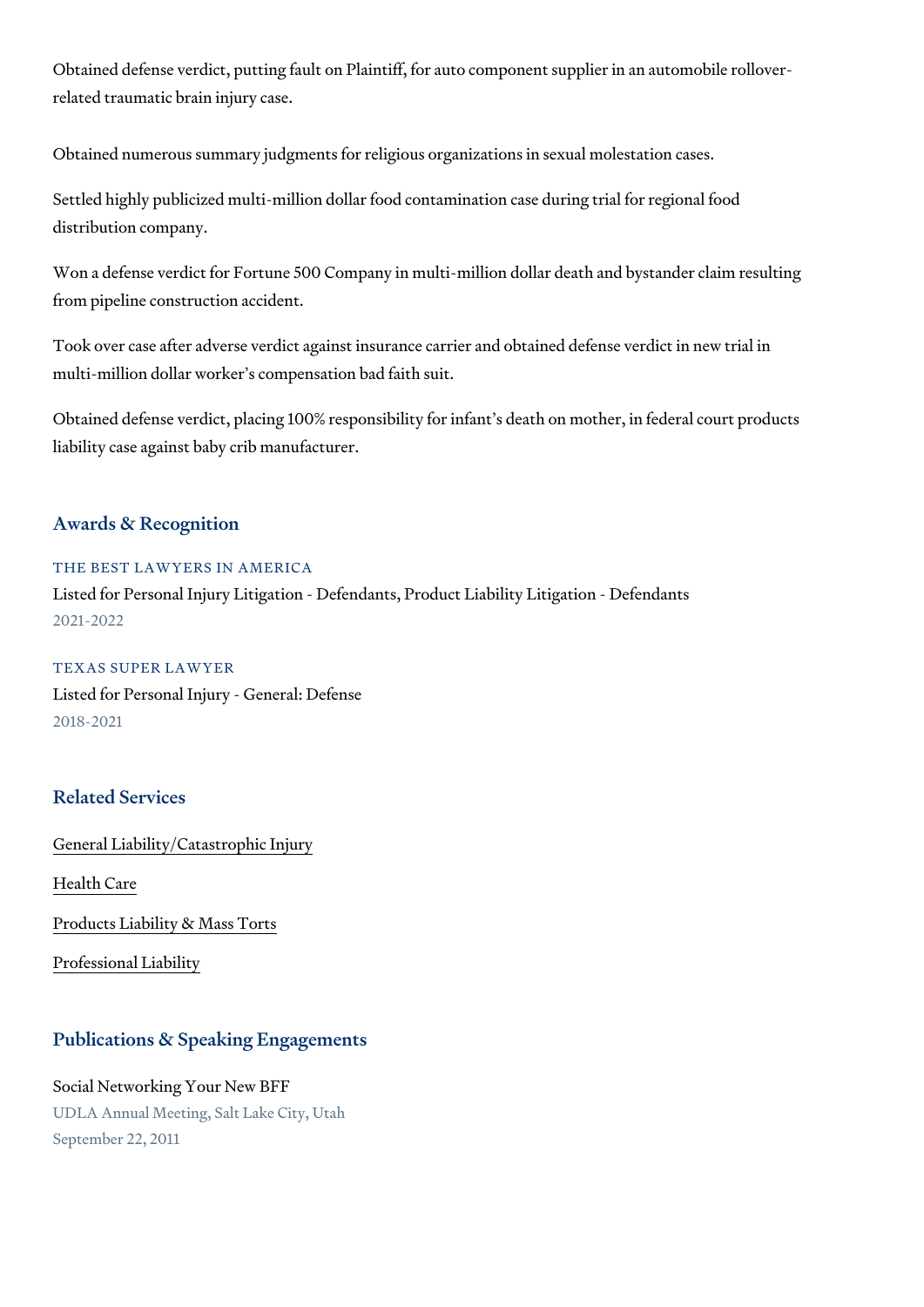Obtained defense verdict, putting fault on Plaintiff, for auto component supplier in an automobile rollover-related traumatic brain injury case.

Obtained numerous summary judgments for religious organizations in sexual molestation cases.

Settled highly publicized multi-million dollar food contamination case during trial for regional food distribution company.

Won a defense verdict for Fortune 500 Company in multi-million dollar death and bystander claim resulting from pipeline construction accident.

Took over case after adverse verdict against insurance carrier and obtained defense verdict in new trial in multi-million dollar worker's compensation bad faith suit.

Obtained defense verdict, placing 100% responsibility for infant's death on mother, in federal court products liability case against baby crib manufacturer.

## Awards & Recognition

### THE BEST LAWYERS IN AMERICA

Listed for Personal Injury Litigation - Defendants, Product Liability Litigation - Defendants

2021-2022

### TEXAS SUPER LAWYER

Listed for Personal Injury - General: Defense

2018-2021

## Related Services

General Liability/Catastrophic Injury

Health Care

Products Liability & Mass Torts

Professional Liability

## Publications & Speaking Engagements

Social Networking Your New BFF

UDLA Annual Meeting, Salt Lake City, Utah

September 22, 2011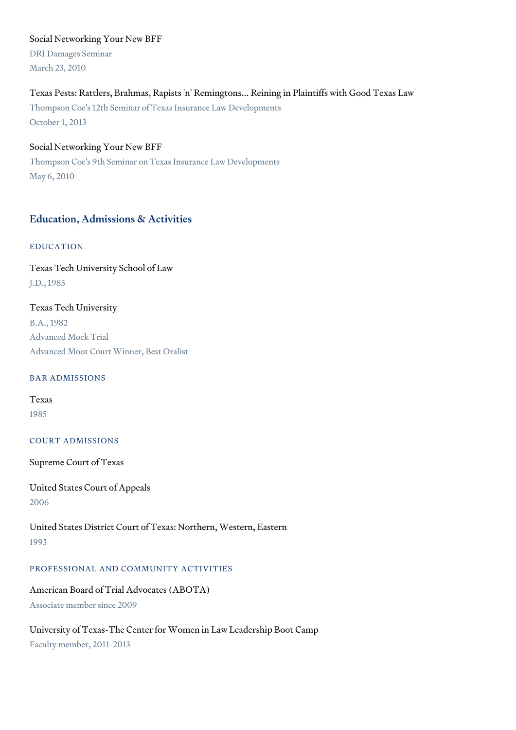Social Networking Your New BFF
DRI Damages Seminar
March 23, 2010

Texas Pests: Rattlers, Brahmas, Rapists 'n' Remingtons... Reining in Plaintiffs with Good Texas Law
Thompson Coe's 12th Seminar of Texas Insurance Law Developments
October 1, 2013

Social Networking Your New BFF
Thompson Coe's 9th Seminar on Texas Insurance Law Developments
May 6, 2010

## Education, Admissions & Activities

### EDUCATION

Texas Tech University School of Law
J.D., 1985

Texas Tech University
B.A., 1982
Advanced Mock Trial
Advanced Moot Court Winner, Best Oralist

### BAR ADMISSIONS

Texas
1985

### COURT ADMISSIONS

Supreme Court of Texas

United States Court of Appeals
2006

United States District Court of Texas: Northern, Western, Eastern
1993

### PROFESSIONAL AND COMMUNITY ACTIVITIES

American Board of Trial Advocates (ABOTA)
Associate member since 2009

University of Texas-The Center for Women in Law Leadership Boot Camp
Faculty member, 2011-2013